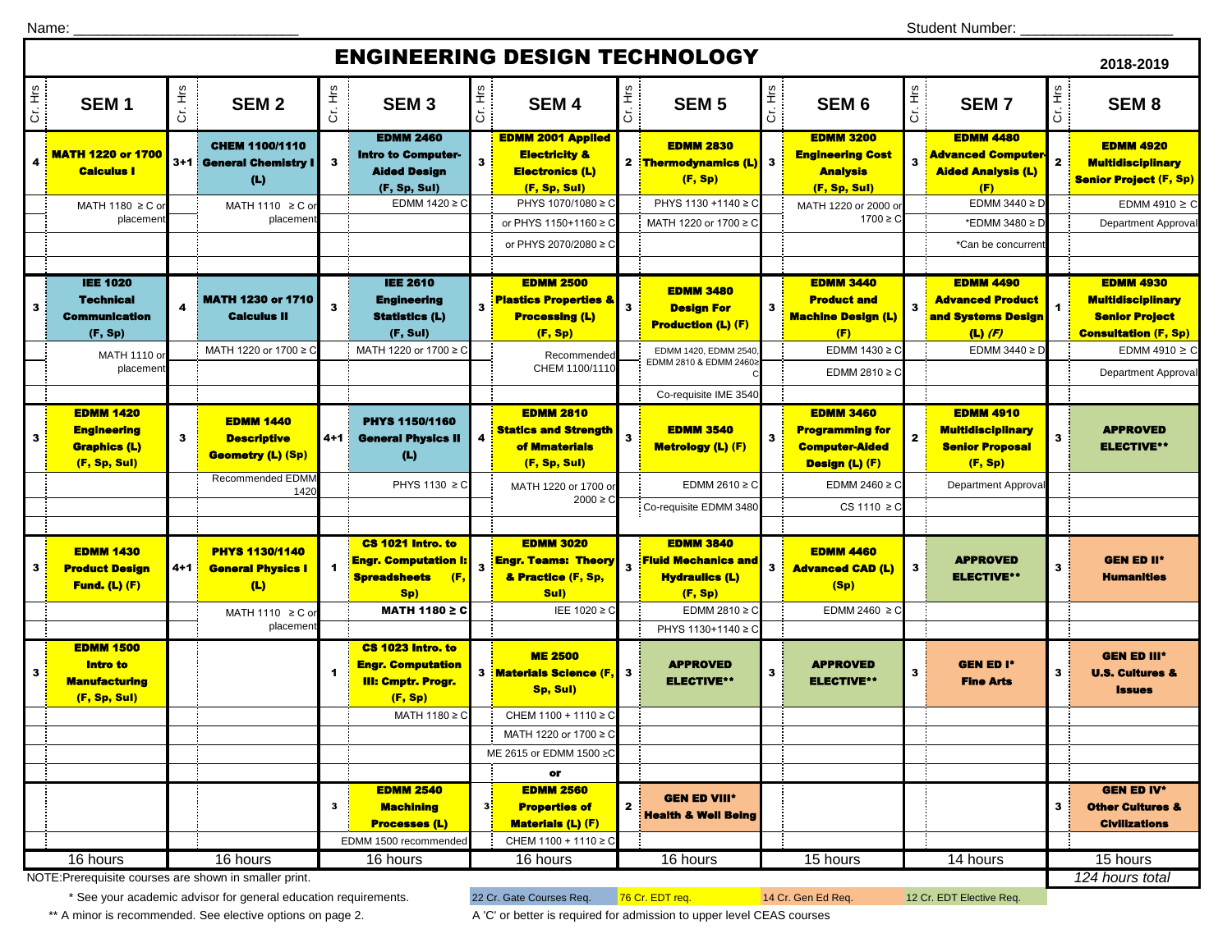Name: ___________________________ Student Number: ___________________

# ENGINEERING DESIGN TECHNOLOGY

**2018-2019**

| Cr. Hrs | SEM 1 | Cr. Hrs | SEM 2 | Cr. Hrs | SEM 3 | Cr. Hrs | SEM 4 | Cr. Hrs | SEM 5 | Cr. Hrs | SEM 6 | Cr. Hrs | SEM 7 | Cr. Hrs | SEM 8 |
|---|---|---|---|---|---|---|---|---|---|---|---|---|---|---|---|
| 4 | **MATH 1220 or 1700 Calculus I** | 3+1 | **CHEM 1100/1110 General Chemistry I (L)** | 3 | **EDMM 2460 Intro to Computer-Aided Design (F, Sp, Sul)** | 3 | **EDMM 2001 Applied Electricity & Electronics (L)** | 2 | **EDMM 2830 Thermodynamics (L) (F, Sp)** | 3 | **EDMM 3200 Engineering Cost Analysis (F, Sp, Sul)** | 3 | **EDMM 4480 Advanced Computer-Aided Analysis (L) (F)** | 2 | **EDMM 4920 Multidisciplinary Senior Project (F, Sp)** |
| | MATH 1180 ≥ C or placement | | MATH 1110 ≥ C or placement | | EDMM 1420 ≥ C | | PHYS 1070/1080 ≥ C or PHYS 1150+1160 ≥ C or PHYS 2070/2080 ≥ C | | PHYS 1130 +1140 ≥ C MATH 1220 or 1700 ≥ C | | MATH 1220 or 2000 or 1700 ≥ C | | EDMM 3440 ≥ D *EDMM 3480 ≥ D *Can be concurrent | | EDMM 4910 ≥ C Department Approval |
| 3 | **IEE 1020 Technical Communication (F, Sp)** | 4 | **MATH 1230 or 1710 Calculus II** | 3 | **IEE 2610 Engineering Statistics (L) (F, Sul)** | 3 | **EDMM 2500 Plastics Properties & Processing (L) (F, Sp)** | 3 | **EDMM 3480 Design For Production (L) (F)** | 3 | **EDMM 3440 Product and Machine Design (L) (F)** | 3 | **EDMM 4490 Advanced Product and Systems Design (L) *(F)*** | 1 | **EDMM 4930 Multidisciplinary Senior Project Consultation (F, Sp)** |
| | MATH 1110 or placement | | MATH 1220 or 1700 ≥ C | | MATH 1220 or 1700 ≥ C | | Recommended CHEM 1100/1110 | | EDMM 1420, EDMM 2540, EDMM 2810 & EDMM 2460≥ C Co-requisite IME 3540 | | EDMM 1430 ≥ C EDMM 2810 ≥ C | | EDMM 3440 ≥ D | | EDMM 4910 ≥ C Department Approval |
| 3 | **EDMM 1420 Engineering Graphics (L) (F, Sp, Sul)** | 3 | **EDMM 1440 Descriptive Geometry (L) (Sp)** | 4+1 | **PHYS 1150/1160 General Physics II (L)** | 4 | **EDMM 2810 Statics and Strength of Mmaterials (F, Sp, Sul)** | 3 | **EDMM 3540 Metrology (L) (F)** | 3 | **EDMM 3460 Programming for Computer-Aided Design (L) (F)** | 2 | **EDMM 4910 Multidisciplinary Senior Proposal (F, Sp)** | 3 | **APPROVED ELECTIVE**** |
| | | | Recommended EDMM 1420 | | PHYS 1130 ≥ C | | MATH 1220 or 1700 or 2000 ≥ C | | EDMM 2610 ≥ C Co-requisite EDMM 3480 | | EDMM 2460 ≥ C CS 1110 ≥ C | | Department Approval | | |
| 3 | **EDMM 1430 Product Design Fund. (L) (F)** | 4+1 | **PHYS 1130/1140 General Physics I (L)** | 1 | **CS 1021 Intro. to Engr. Computation I: Spreadsheets (F, Sp)** | 3 | **EDMM 3020 Engr. Teams: Theory & Practice (F, Sp, Sul)** | 3 | **EDMM 3840 Fluid Mechanics and Hydraulics (L) (F, Sp)** | 3 | **EDMM 4460 Advanced CAD (L) (Sp)** | 3 | **APPROVED ELECTIVE**** | 3 | **GEN ED II* Humanities** |
| | | | MATH 1110 ≥ C or placement | | **MATH 1180 ≥ C** | | IEE 1020 ≥ C | | EDMM 2810 ≥ C PHYS 1130+1140 ≥ C | | EDMM 2460 ≥ C | | | | |
| 3 | **EDMM 1500 Intro to Manufacturing (F, Sp, Sul)** | | | 1 | **CS 1023 Intro. to Engr. Computation III: Cmptr. Progr. (F, Sp)** | 3 | **ME 2500 Materials Science (F, Sp, Sul)** | 3 | **APPROVED ELECTIVE**** | 3 | **APPROVED ELECTIVE**** | 3 | **GEN ED I* Fine Arts** | 3 | **GEN ED III* U.S. Cultures & Issues** |
| | | | | | MATH 1180 ≥ C | | CHEM 1100 + 1110 ≥ C MATH 1220 or 1700 ≥ C ME 2615 or EDMM 1500 ≥C **or** | | | | | | | | |
| | | | | 3 | **EDMM 2540 Machining Processes (L)** | 3 | **EDMM 2560 Properties of Materials (L) (F)** | 2 | **GEN ED VIII* Health & Well Being** | | | | | 3 | **GEN ED IV* Other Cultures & Civilizations** |
| | | | | | EDMM 1500 recommended | | CHEM 1100 + 1110 ≥ C | | | | | | | | |
| | 16 hours | | 16 hours | | 16 hours | | 16 hours | | 16 hours | | 15 hours | | 14 hours | | 15 hours |
| | | | | | | | | | | | | | | | *124 hours total* |

NOTE:Prerequisite courses are shown in smaller print.

\* See your academic advisor for general education requirements.

\*\* A minor is recommended. See elective options on page 2.

22 Cr. Gate Courses Req. | 76 Cr. EDT req. | 14 Cr. Gen Ed Req. | 12 Cr. EDT Elective Req.

A 'C' or better is required for admission to upper level CEAS courses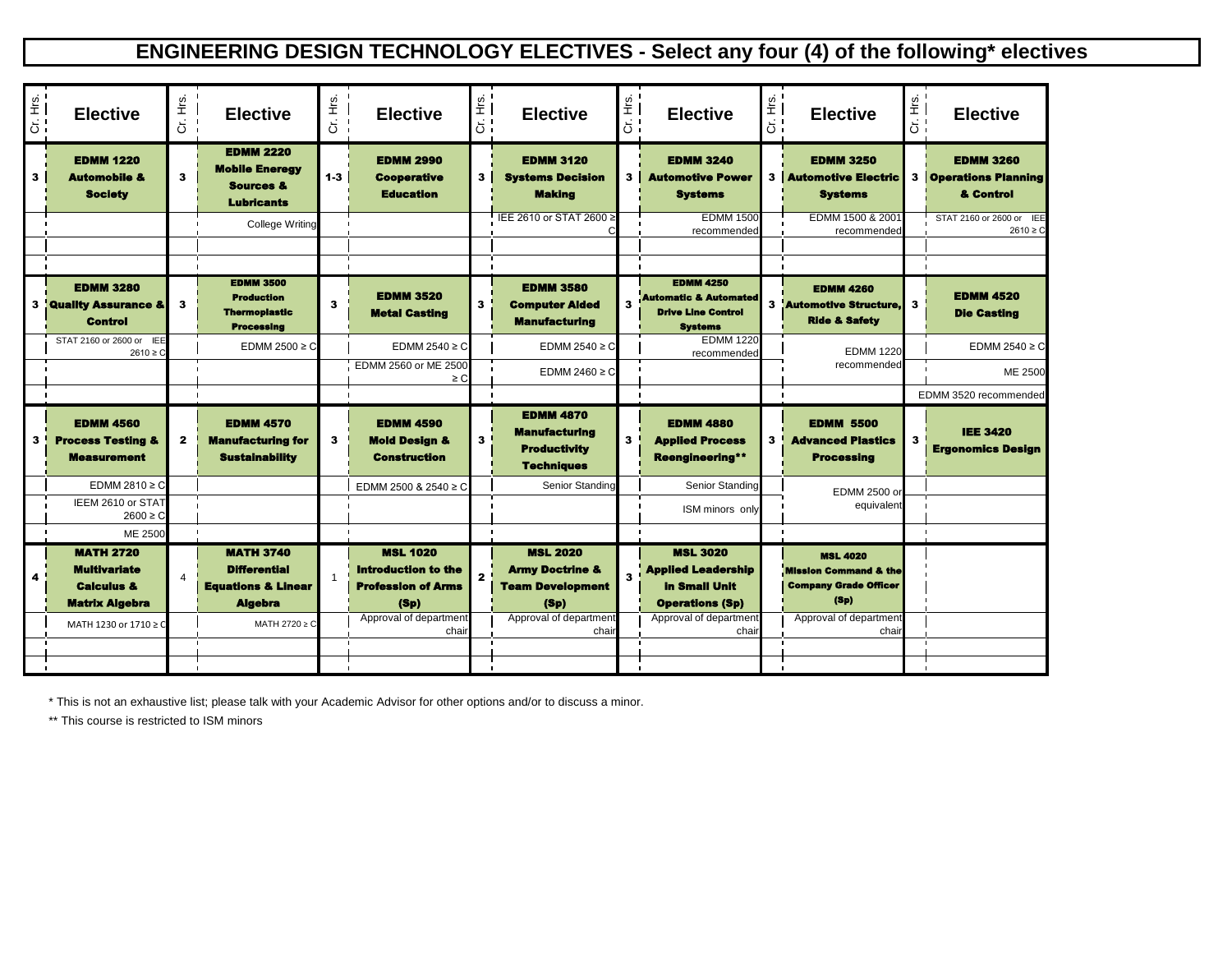# ENGINEERING DESIGN TECHNOLOGY ELECTIVES - Select any four (4) of the following* electives

| Cr. Hrs. | Elective | Cr. Hrs. | Elective | Cr. Hrs. | Elective | Cr. Hrs. | Elective | Cr. Hrs. | Elective | Cr. Hrs. | Elective | Cr. Hrs. | Elective |
|---|---|---|---|---|---|---|---|---|---|---|---|---|---|
| 3 | **EDMM 1220 Automobile & Society** | 3 | **EDMM 2220 Mobile Energy Sources & Lubricants** | 1-3 | **EDMM 2990 Cooperative Education** | 3 | **EDMM 3120 Systems Decision Making** | 3 | **EDMM 3240 Automotive Power Systems** | 3 | **EDMM 3250 Automotive Electric Systems** | 3 | **EDMM 3260 Operations Planning & Control** |
| | | | College Writing | | | | IEE 2610 or STAT 2600 ≥ C | | EDMM 1500 recommended | | EDMM 1500 & 2001 recommended | | STAT 2160 or 2600 or IEE 2610 ≥ C |
| 3 | **EDMM 3280 Quality Assurance & Control** | 3 | **EDMM 3500 Production Thermoplastic Processing** | 3 | **EDMM 3520 Metal Casting** | 3 | **EDMM 3580 Computer Aided Manufacturing** | 3 | **EDMM 4250 Automatic & Automated Drive Line Control Systems** | 3 | **EDMM 4260 Automotive Structure, Ride & Safety** | 3 | **EDMM 4520 Die Casting** |
| | STAT 2160 or 2600 or IEE 2610 ≥ C | | EDMM 2500 ≥ C | | EDMM 2540 ≥ C | | EDMM 2540 ≥ C | | EDMM 1220 recommended | | EDMM 1220 recommended | | EDMM 2540 ≥ C |
| | | | | | EDMM 2560 or ME 2500 ≥ C | | EDMM 2460 ≥ C | | | | | | ME 2500 |
| | | | | | | | | | | | | | EDMM 3520 recommended |
| 3 | **EDMM 4560 Process Testing & Measurement** | 2 | **EDMM 4570 Manufacturing for Sustainability** | 3 | **EDMM 4590 Mold Design & Construction** | 3 | **EDMM 4870 Manufacturing Productivity Techniques** | 3 | **EDMM 4880 Applied Process Reengineering**** | 3 | **EDMM 5500 Advanced Plastics Processing** | 3 | **IEE 3420 Ergonomics Design** |
| | EDMM 2810 ≥ C | | | | EDMM 2500 & 2540 ≥ C | | Senior Standing | | Senior Standing | | EDMM 2500 or equivalent | | |
| | IEEM 2610 or STAT 2600 ≥ C | | | | | | | | ISM minors only | | | | |
| | ME 2500 | | | | | | | | | | | | |
| 4 | **MATH 2720 Multivariate Calculus & Matrix Algebra** | 4 | **MATH 3740 Differential Equations & Linear Algebra** | 1 | **MSL 1020 Introduction to the Profession of Arms (Sp)** | 2 | **MSL 2020 Army Doctrine & Team Development (Sp)** | 3 | **MSL 3020 Applied Leadership in Small Unit Operations (Sp)** | | **MSL 4020 Mission Command & the Company Grade Officer (Sp)** | | |
| | MATH 1230 or 1710 ≥ C | | MATH 2720 ≥ C | | Approval of department chair | | Approval of department chair | | Approval of department chair | | Approval of department chair | | |

\* This is not an exhaustive list; please talk with your Academic Advisor for other options and/or to discuss a minor.

** This course is restricted to ISM minors